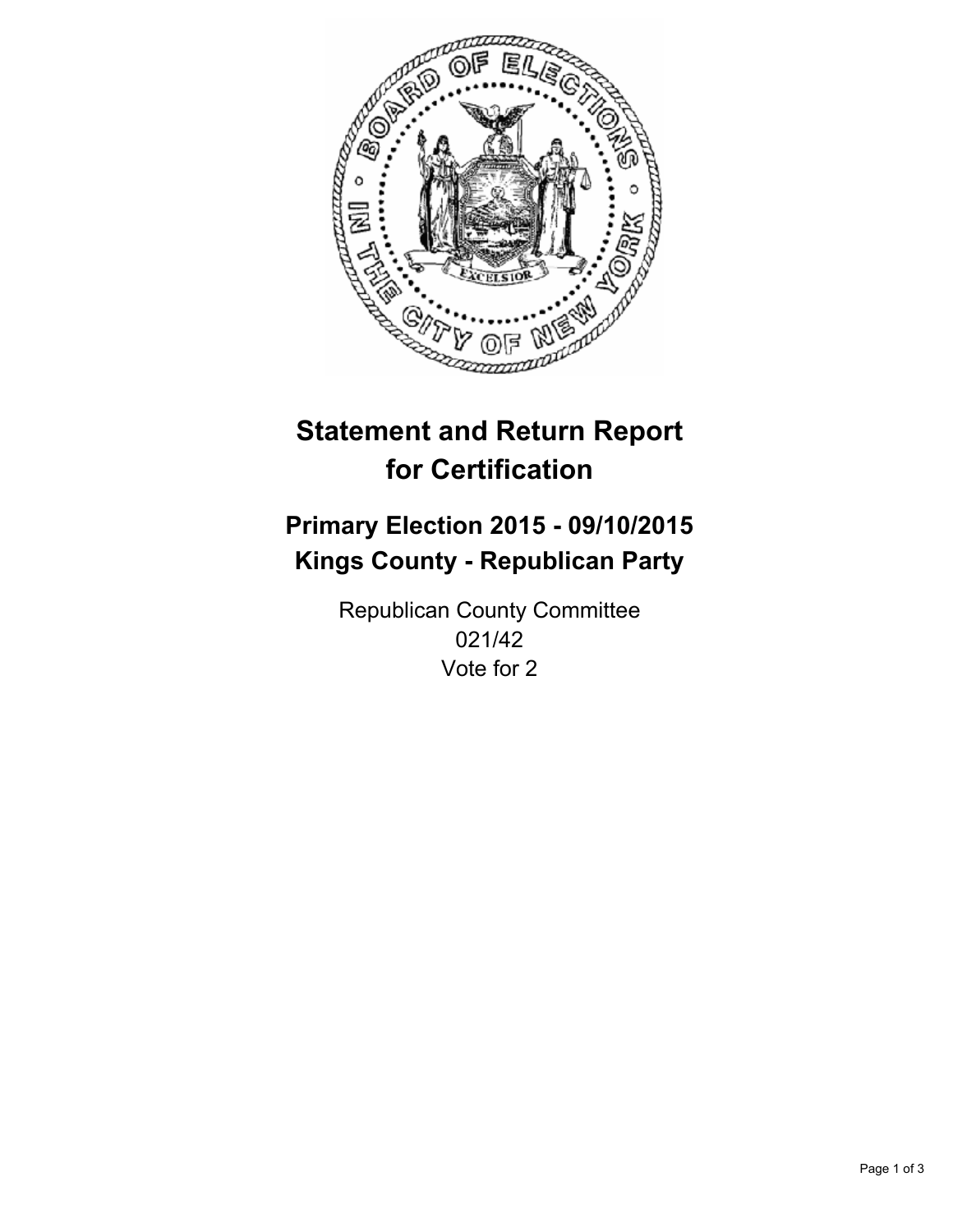# Statement and Return Report for Certification

## Primary Election 2015 - 09/10/2015
## Kings County - Republican Party

Republican County Committee
021/42
Vote for 2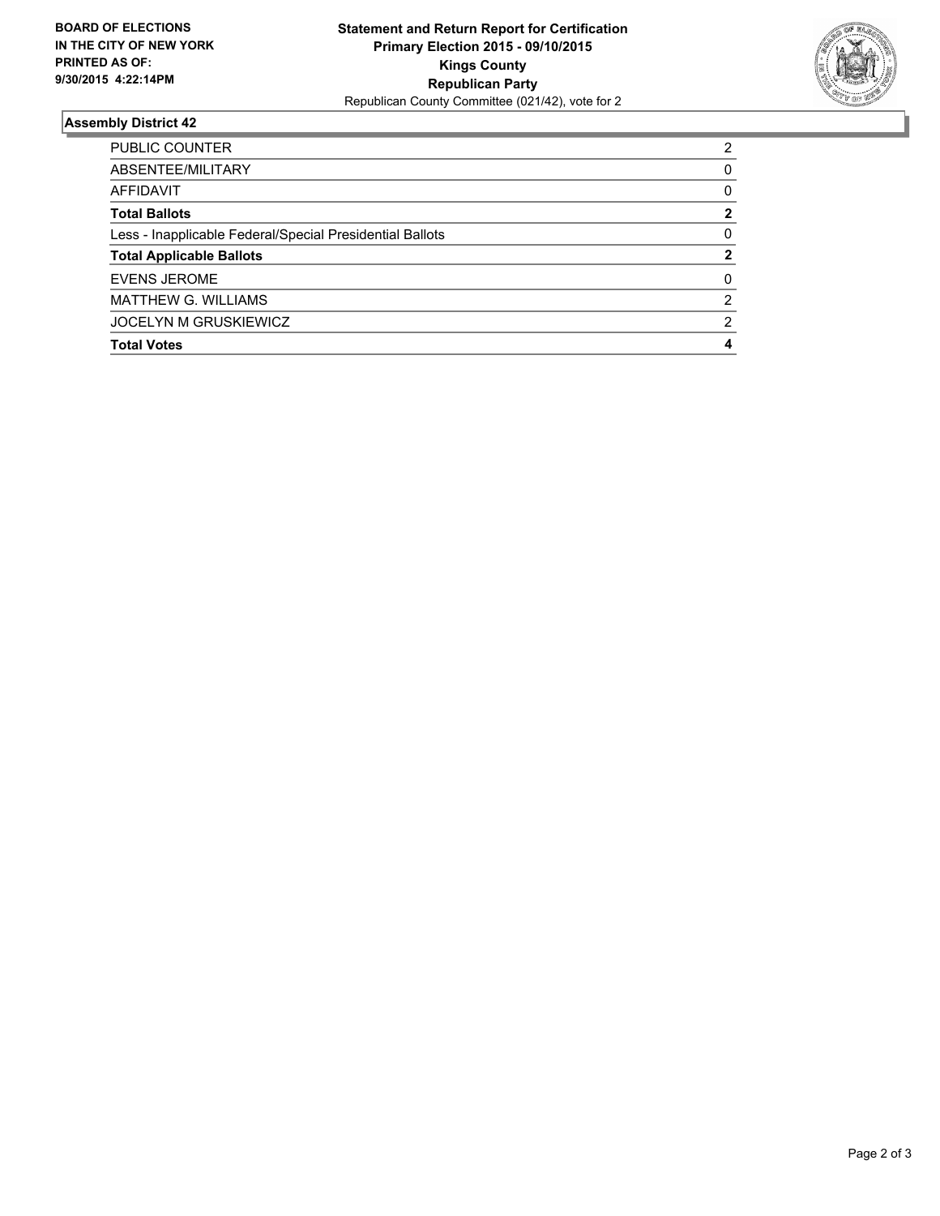**BOARD OF ELECTIONS IN THE CITY OF NEW YORK PRINTED AS OF: 9/30/2015 4:22:14PM**

**Statement and Return Report for Certification**
**Primary Election 2015 - 09/10/2015**
**Kings County**
**Republican Party**
Republican County Committee (021/42), vote for 2

### Assembly District 42

| | |
|---|---|
| PUBLIC COUNTER | 2 |
| ABSENTEE/MILITARY | 0 |
| AFFIDAVIT | 0 |
| **Total Ballots** | **2** |
| Less - Inapplicable Federal/Special Presidential Ballots | 0 |
| **Total Applicable Ballots** | **2** |
| EVENS JEROME | 0 |
| MATTHEW G. WILLIAMS | 2 |
| JOCELYN M GRUSKIEWICZ | 2 |
| **Total Votes** | **4** |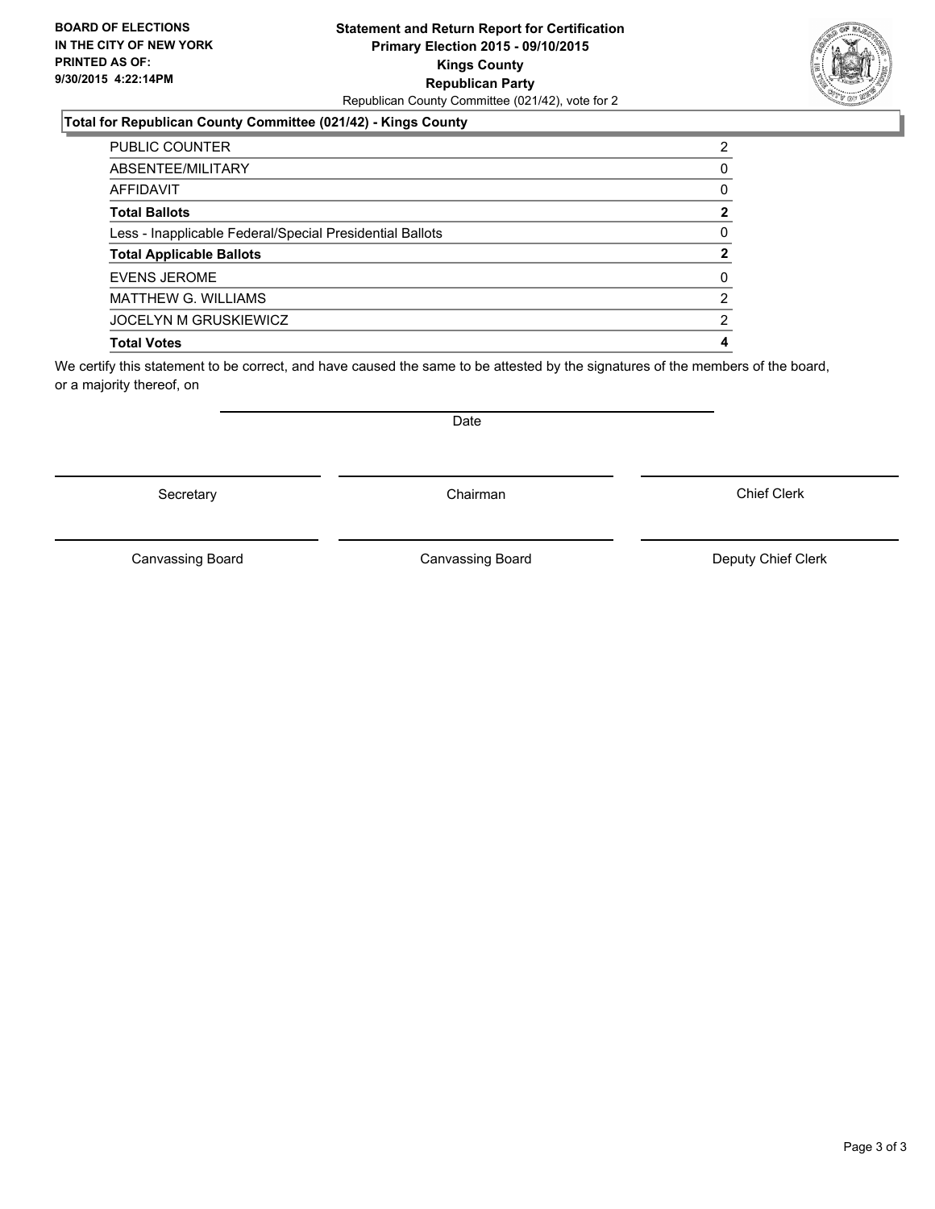**BOARD OF ELECTIONS IN THE CITY OF NEW YORK PRINTED AS OF: 9/30/2015 4:22:14PM**

**Statement and Return Report for Certification**
**Primary Election 2015 - 09/10/2015**
**Kings County**
**Republican Party**
Republican County Committee (021/42), vote for 2

### Total for Republican County Committee (021/42) - Kings County

| | |
|---|---|
| PUBLIC COUNTER | 2 |
| ABSENTEE/MILITARY | 0 |
| AFFIDAVIT | 0 |
| **Total Ballots** | **2** |
| Less - Inapplicable Federal/Special Presidential Ballots | 0 |
| **Total Applicable Ballots** | **2** |
| EVENS JEROME | 0 |
| MATTHEW G. WILLIAMS | 2 |
| JOCELYN M GRUSKIEWICZ | 2 |
| **Total Votes** | **4** |

We certify this statement to be correct, and have caused the same to be attested by the signatures of the members of the board, or a majority thereof, on

Date

Secretary

Chairman

Chief Clerk

Canvassing Board

Canvassing Board

Deputy Chief Clerk